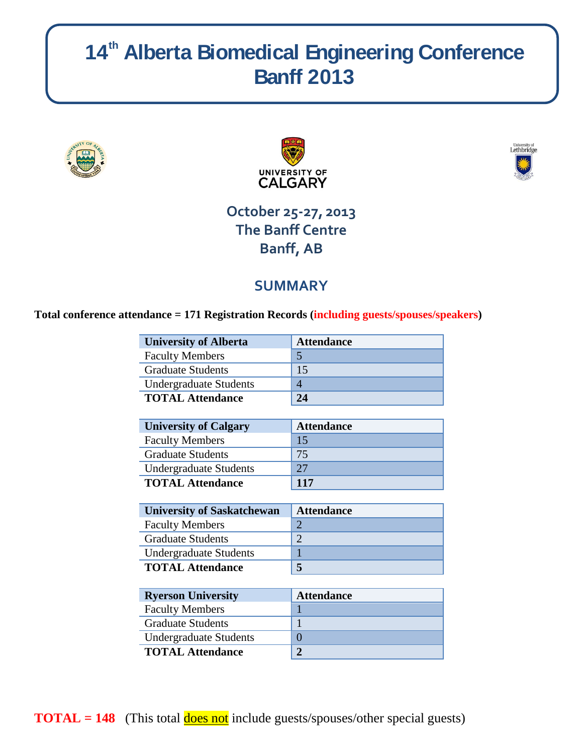# 14th Alberta Biomedical Engineering Conference Banff 2013

**October 25-27, 2013**
**The Banff Centre**
**Banff, AB**

## SUMMARY

**Total conference attendance = 171 Registration Records (including guests/spouses/speakers)**

| University of Alberta | Attendance |
|---|---|
| Faculty Members | 5 |
| Graduate Students | 15 |
| Undergraduate Students | 4 |
| **TOTAL Attendance** | **24** |

| University of Calgary | Attendance |
|---|---|
| Faculty Members | 15 |
| Graduate Students | 75 |
| Undergraduate Students | 27 |
| **TOTAL Attendance** | **117** |

| University of Saskatchewan | Attendance |
|---|---|
| Faculty Members | 2 |
| Graduate Students | 2 |
| Undergraduate Students | 1 |
| **TOTAL Attendance** | **5** |

| Ryerson University | Attendance |
|---|---|
| Faculty Members | 1 |
| Graduate Students | 1 |
| Undergraduate Students | 0 |
| **TOTAL Attendance** | **2** |

**TOTAL = 148** (This total does not include guests/spouses/other special guests)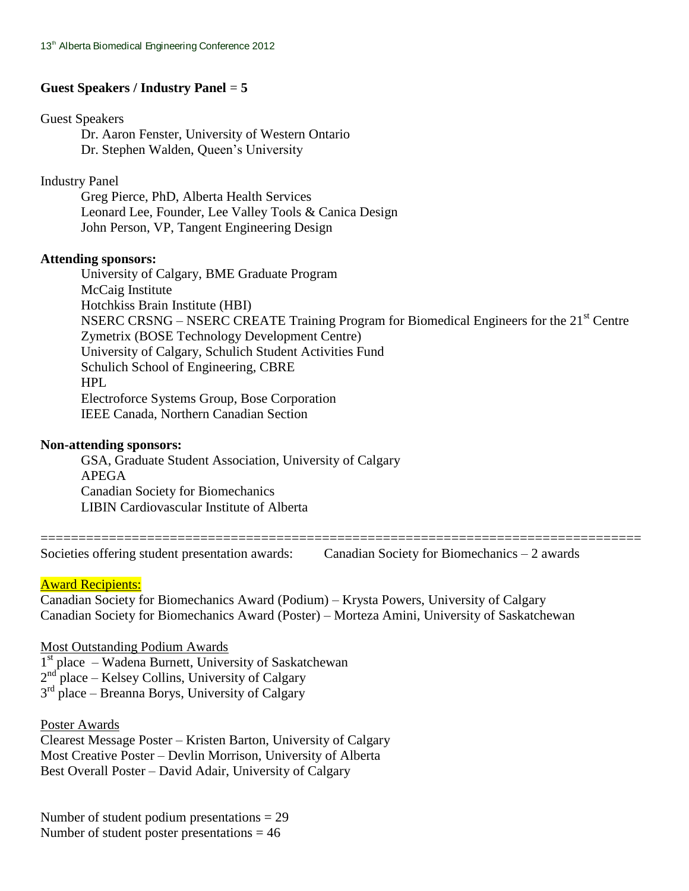**Guest Speakers / Industry Panel** = **5**

Guest Speakers

Dr. Aaron Fenster, University of Western Ontario
Dr. Stephen Walden, Queen's University

Industry Panel

Greg Pierce, PhD, Alberta Health Services
Leonard Lee, Founder, Lee Valley Tools & Canica Design
John Person, VP, Tangent Engineering Design

**Attending sponsors:**

University of Calgary, BME Graduate Program
McCaig Institute
Hotchkiss Brain Institute (HBI)
NSERC CRSNG – NSERC CREATE Training Program for Biomedical Engineers for the 21st Centre
Zymetrix (BOSE Technology Development Centre)
University of Calgary, Schulich Student Activities Fund
Schulich School of Engineering, CBRE
HPL
Electroforce Systems Group, Bose Corporation
IEEE Canada, Northern Canadian Section

**Non-attending sponsors:**

GSA, Graduate Student Association, University of Calgary
APEGA
Canadian Society for Biomechanics
LIBIN Cardiovascular Institute of Alberta

==============================================================================

Societies offering student presentation awards: Canadian Society for Biomechanics – 2 awards

Award Recipients:

Canadian Society for Biomechanics Award (Podium) – Krysta Powers, University of Calgary
Canadian Society for Biomechanics Award (Poster) – Morteza Amini, University of Saskatchewan

Most Outstanding Podium Awards

1st place – Wadena Burnett, University of Saskatchewan
2nd place – Kelsey Collins, University of Calgary
3rd place – Breanna Borys, University of Calgary

Poster Awards

Clearest Message Poster – Kristen Barton, University of Calgary
Most Creative Poster – Devlin Morrison, University of Alberta
Best Overall Poster – David Adair, University of Calgary

Number of student podium presentations = 29
Number of student poster presentations = 46